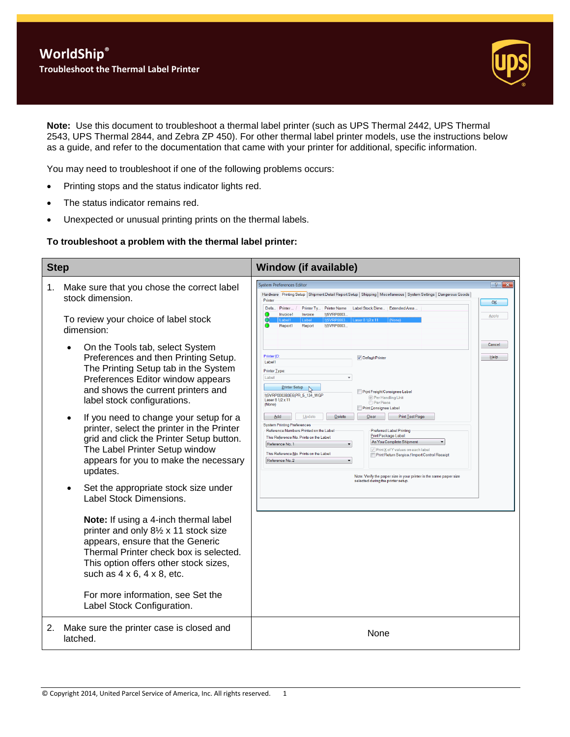# WorldShip®

## Troubleshoot the Thermal Label Printer

**Note:** Use this document to troubleshoot a thermal label printer (such as UPS Thermal 2442, UPS Thermal 2543, UPS Thermal 2844, and Zebra ZP 450). For other thermal label printer models, use the instructions below as a guide, and refer to the documentation that came with your printer for additional, specific information.

You may need to troubleshoot if one of the following problems occurs:

- Printing stops and the status indicator lights red.
- The status indicator remains red.
- Unexpected or unusual printing prints on the thermal labels.

**To troubleshoot a problem with the thermal label printer:**

| Step | Window (if available) |
|---|---|
| 1. Make sure that you chose the correct label stock dimension.<br><br>To review your choice of label stock dimension:<br><br>• On the Tools tab, select System Preferences and then Printing Setup. The Printing Setup tab in the System Preferences Editor window appears and shows the current printers and label stock configurations.<br><br>• If you need to change your setup for a printer, select the printer in the Printer grid and click the Printer Setup button. The Label Printer Setup window appears for you to make the necessary updates.<br><br>• Set the appropriate stock size under Label Stock Dimensions.<br><br>**Note:** If using a 4-inch thermal label printer and only 8½ x 11 stock size appears, ensure that the Generic Thermal Printer check box is selected. This option offers other stock sizes, such as 4 x 6, 4 x 8, etc.<br><br>For more information, see Set the Label Stock Configuration. | |
| 2. Make sure the printer case is closed and latched. | None |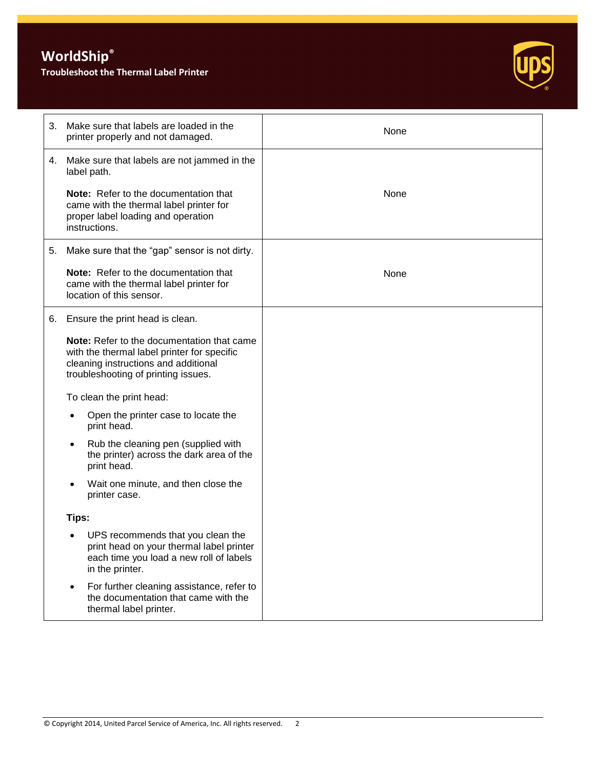| | |
|---|---|
| 3. Make sure that labels are loaded in the printer properly and not damaged. | None |
| 4. Make sure that labels are not jammed in the label path.<br><br>**Note:** Refer to the documentation that came with the thermal label printer for proper label loading and operation instructions. | None |
| 5. Make sure that the "gap" sensor is not dirty.<br><br>**Note:** Refer to the documentation that came with the thermal label printer for location of this sensor. | None |
| 6. Ensure the print head is clean.<br><br>**Note:** Refer to the documentation that came with the thermal label printer for specific cleaning instructions and additional troubleshooting of printing issues.<br><br>To clean the print head:<br><br>• Open the printer case to locate the print head.<br>• Rub the cleaning pen (supplied with the printer) across the dark area of the print head.<br>• Wait one minute, and then close the printer case.<br><br>**Tips:**<br><br>• UPS recommends that you clean the print head on your thermal label printer each time you load a new roll of labels in the printer.<br>• For further cleaning assistance, refer to the documentation that came with the thermal label printer. | |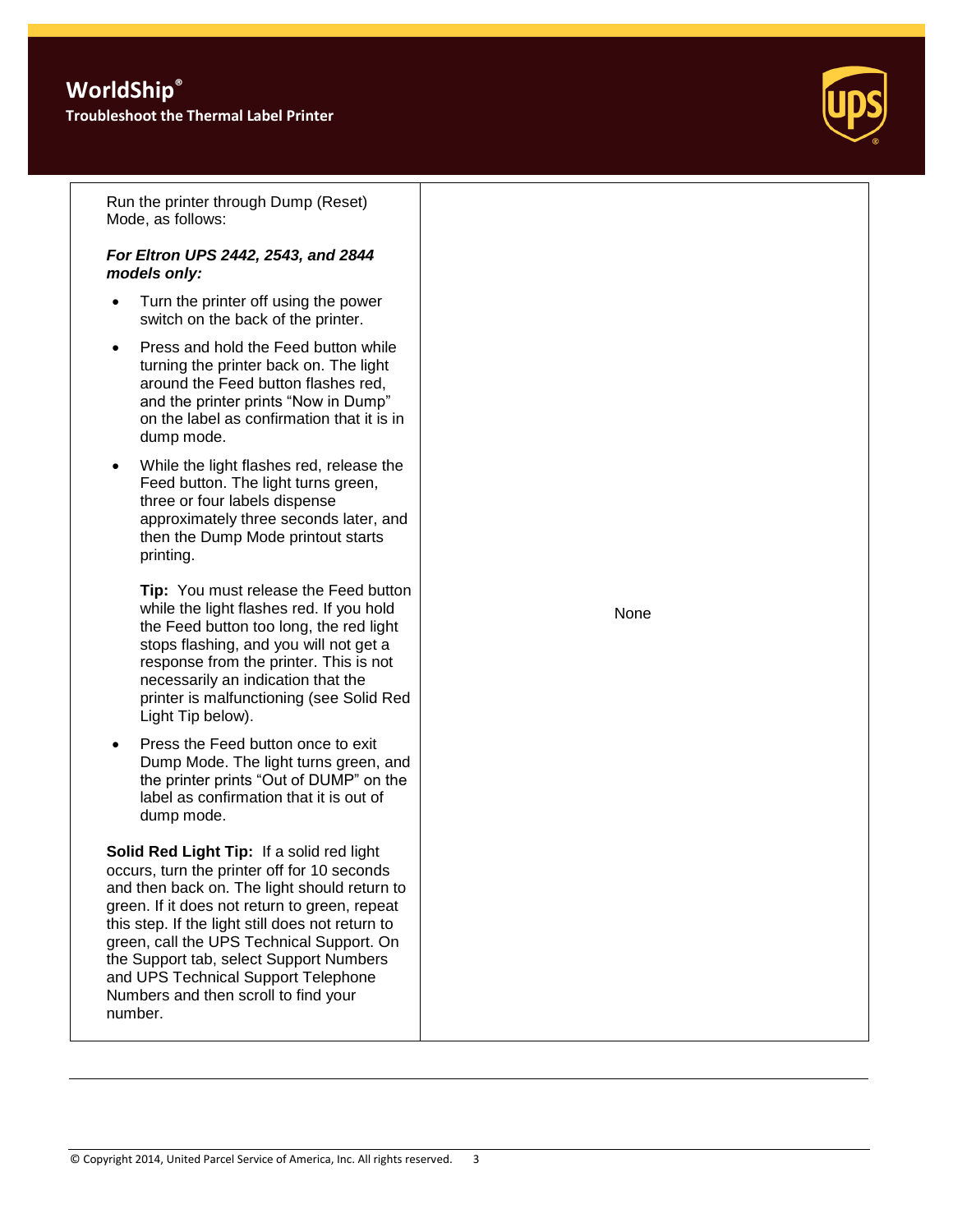| | |
|---|---|
| Run the printer through Dump (Reset) Mode, as follows:<br><br>***For Eltron UPS 2442, 2543, and 2844 models only:***<br><br>• Turn the printer off using the power switch on the back of the printer.<br><br>• Press and hold the Feed button while turning the printer back on. The light around the Feed button flashes red, and the printer prints "Now in Dump" on the label as confirmation that it is in dump mode.<br><br>• While the light flashes red, release the Feed button. The light turns green, three or four labels dispense approximately three seconds later, and then the Dump Mode printout starts printing.<br><br>**Tip:** You must release the Feed button while the light flashes red. If you hold the Feed button too long, the red light stops flashing, and you will not get a response from the printer. This is not necessarily an indication that the printer is malfunctioning (see Solid Red Light Tip below).<br><br>• Press the Feed button once to exit Dump Mode. The light turns green, and the printer prints "Out of DUMP" on the label as confirmation that it is out of dump mode.<br><br>**Solid Red Light Tip:** If a solid red light occurs, turn the printer off for 10 seconds and then back on. The light should return to green. If it does not return to green, repeat this step. If the light still does not return to green, call the UPS Technical Support. On the Support tab, select Support Numbers and UPS Technical Support Telephone Numbers and then scroll to find your number. | None |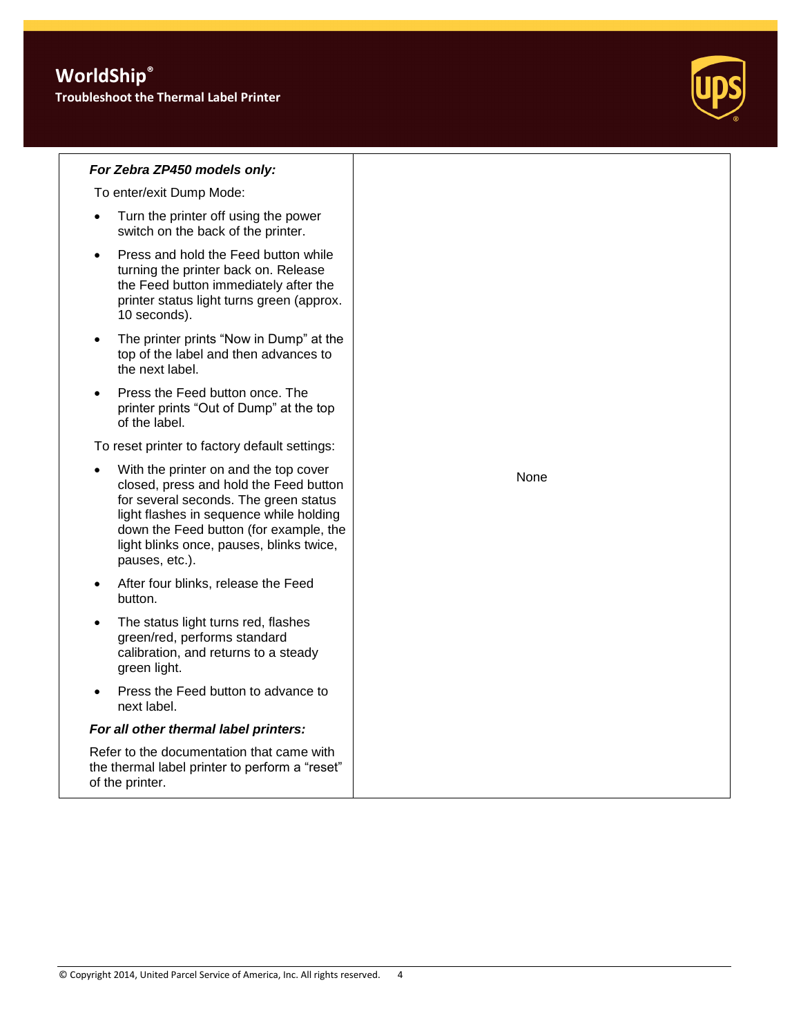| | |
|---|---|
| ***For Zebra ZP450 models only:***<br>To enter/exit Dump Mode:<br>• Turn the printer off using the power switch on the back of the printer.<br>• Press and hold the Feed button while turning the printer back on. Release the Feed button immediately after the printer status light turns green (approx. 10 seconds).<br>• The printer prints “Now in Dump” at the top of the label and then advances to the next label.<br>• Press the Feed button once. The printer prints “Out of Dump” at the top of the label.<br>To reset printer to factory default settings:<br>• With the printer on and the top cover closed, press and hold the Feed button for several seconds. The green status light flashes in sequence while holding down the Feed button (for example, the light blinks once, pauses, blinks twice, pauses, etc.).<br>• After four blinks, release the Feed button.<br>• The status light turns red, flashes green/red, performs standard calibration, and returns to a steady green light.<br>• Press the Feed button to advance to next label.<br>***For all other thermal label printers:***<br>Refer to the documentation that came with the thermal label printer to perform a “reset” of the printer. | None |